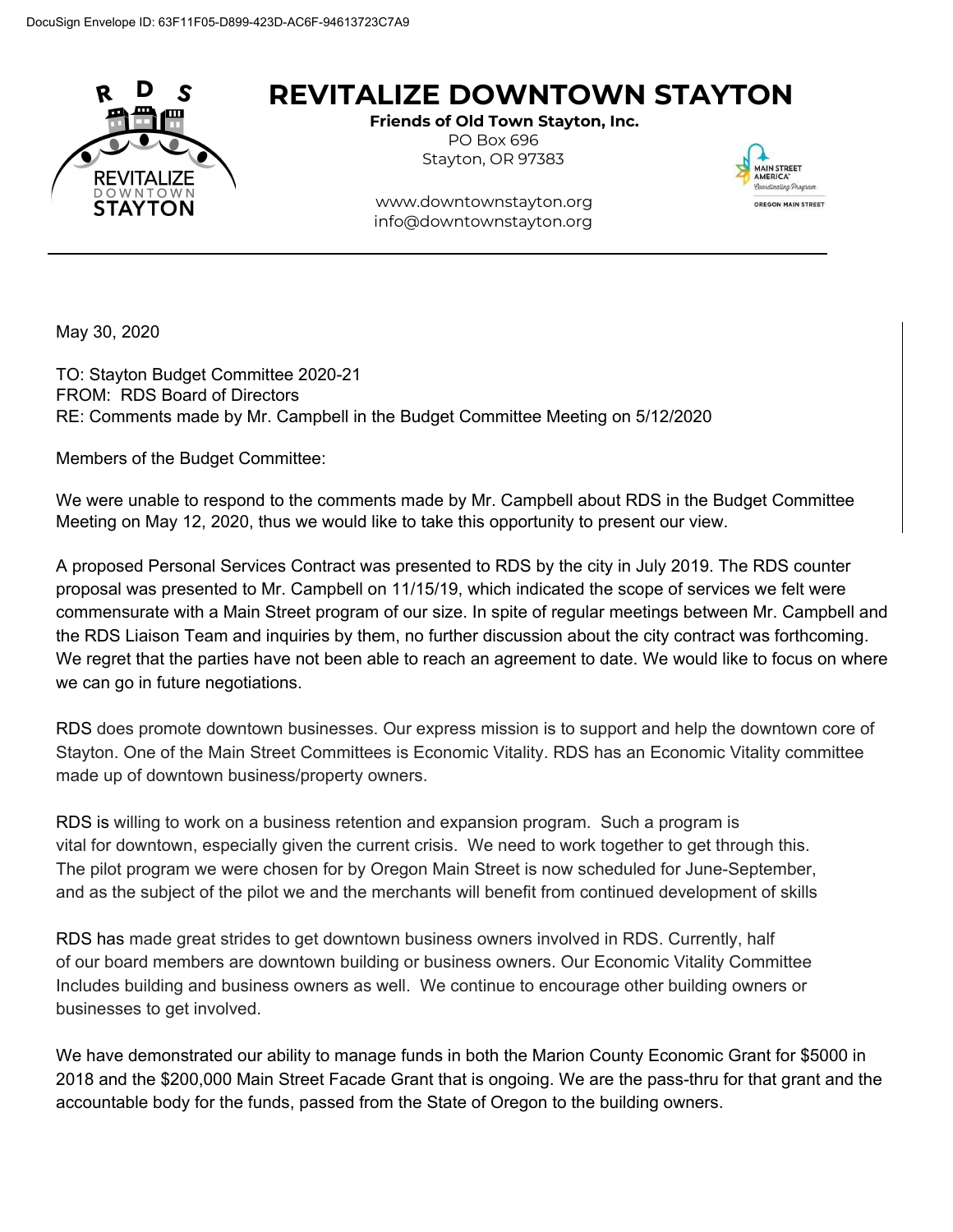DocuSign Envelope ID: 63F11F05-D899-423D-AC6F-94613723C7A9

# REVITALIZE DOWNTOWN STAYTON

**Friends of Old Town Stayton, Inc.**
PO Box 696
Stayton, OR 97383

www.downtownstayton.org
info@downtownstayton.org

---

May 30, 2020

TO: Stayton Budget Committee 2020-21
FROM: RDS Board of Directors
RE: Comments made by Mr. Campbell in the Budget Committee Meeting on 5/12/2020

Members of the Budget Committee:

We were unable to respond to the comments made by Mr. Campbell about RDS in the Budget Committee Meeting on May 12, 2020, thus we would like to take this opportunity to present our view.

A proposed Personal Services Contract was presented to RDS by the city in July 2019. The RDS counter proposal was presented to Mr. Campbell on 11/15/19, which indicated the scope of services we felt were commensurate with a Main Street program of our size. In spite of regular meetings between Mr. Campbell and the RDS Liaison Team and inquiries by them, no further discussion about the city contract was forthcoming. We regret that the parties have not been able to reach an agreement to date. We would like to focus on where we can go in future negotiations.

RDS does promote downtown businesses. Our express mission is to support and help the downtown core of Stayton. One of the Main Street Committees is Economic Vitality. RDS has an Economic Vitality committee made up of downtown business/property owners.

RDS is willing to work on a business retention and expansion program. Such a program is vital for downtown, especially given the current crisis. We need to work together to get through this. The pilot program we were chosen for by Oregon Main Street is now scheduled for June-September, and as the subject of the pilot we and the merchants will benefit from continued development of skills

RDS has made great strides to get downtown business owners involved in RDS. Currently, half of our board members are downtown building or business owners. Our Economic Vitality Committee Includes building and business owners as well. We continue to encourage other building owners or businesses to get involved.

We have demonstrated our ability to manage funds in both the Marion County Economic Grant for $5000 in 2018 and the $200,000 Main Street Facade Grant that is ongoing. We are the pass-thru for that grant and the accountable body for the funds, passed from the State of Oregon to the building owners.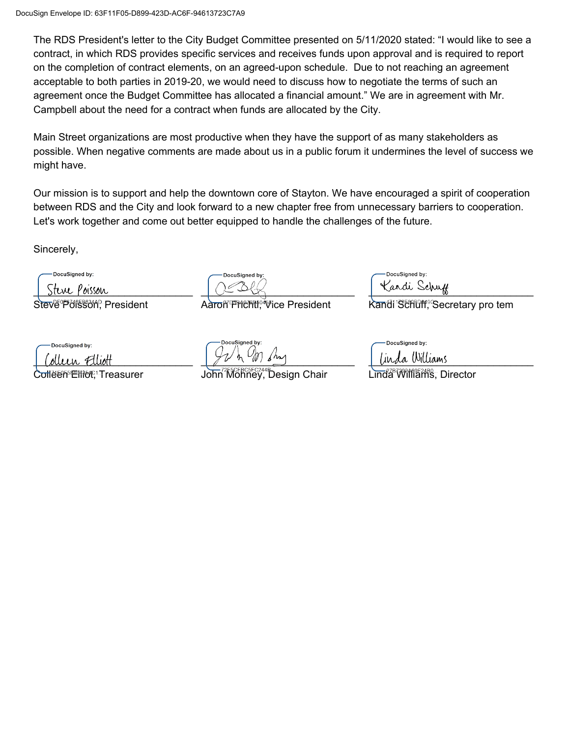The RDS President's letter to the City Budget Committee presented on 5/11/2020 stated: "I would like to see a contract, in which RDS provides specific services and receives funds upon approval and is required to report on the completion of contract elements, on an agreed-upon schedule.  Due to not reaching an agreement acceptable to both parties in 2019-20, we would need to discuss how to negotiate the terms of such an agreement once the Budget Committee has allocated a financial amount." We are in agreement with Mr. Campbell about the need for a contract when funds are allocated by the City.

Main Street organizations are most productive when they have the support of as many stakeholders as possible. When negative comments are made about us in a public forum it undermines the level of success we might have.

Our mission is to support and help the downtown core of Stayton. We have encouraged a spirit of cooperation between RDS and the City and look forward to a new chapter free from unnecessary barriers to cooperation. Let's work together and come out better equipped to handle the challenges of the future.

Sincerely,

DocuSigned by: Steve Poisson
Steve Poisson, President

DocuSigned by:
Aaron Fricht, Vice President

DocuSigned by: Kandi Schuff
Kandi Schuff, Secretary pro tem

DocuSigned by: Colleen Elliott
Colleen Elliot, Treasurer

DocuSigned by:
John Mohney, Design Chair

DocuSigned by: Linda Williams
Linda Williams, Director